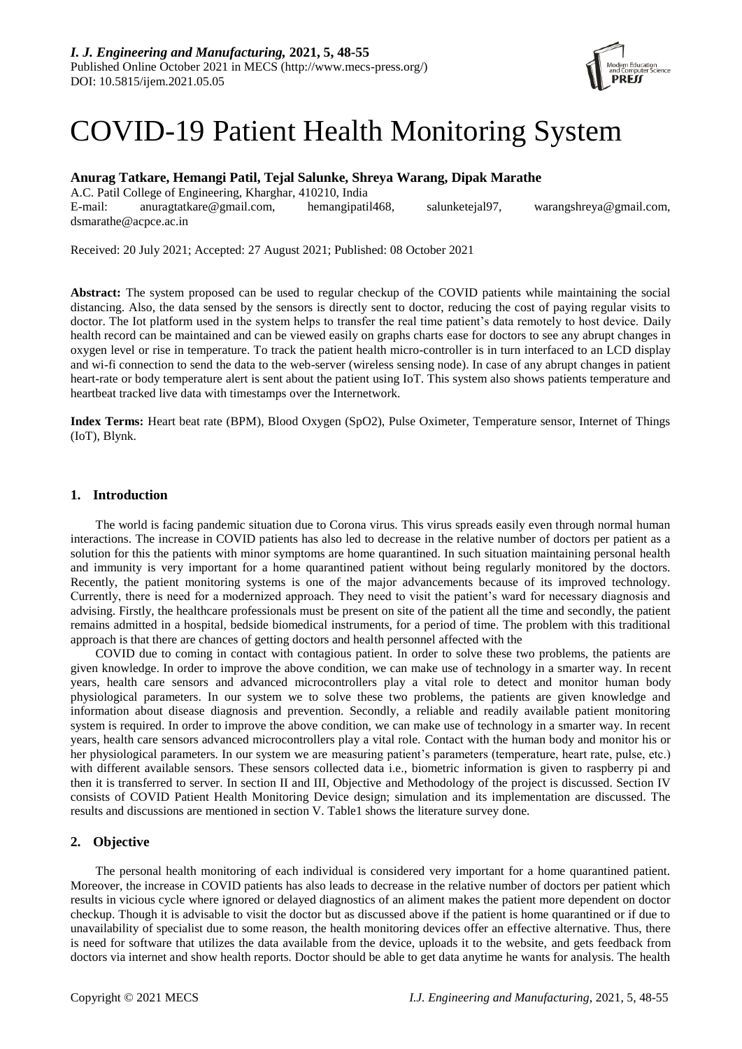# COVID-19 Patient Health Monitoring System

**Anurag Tatkare, Hemangi Patil, Tejal Salunke, Shreya Warang, Dipak Marathe**

A.C. Patil College of Engineering, Kharghar, 410210, India
E-mail: anuragtatkare@gmail.com, hemangipatil468, salunketejal97, warangshreya@gmail.com, dsmarathe@acpce.ac.in

Received: 20 July 2021; Accepted: 27 August 2021; Published: 08 October 2021

**Abstract:** The system proposed can be used to regular checkup of the COVID patients while maintaining the social distancing. Also, the data sensed by the sensors is directly sent to doctor, reducing the cost of paying regular visits to doctor. The Iot platform used in the system helps to transfer the real time patient's data remotely to host device. Daily health record can be maintained and can be viewed easily on graphs charts ease for doctors to see any abrupt changes in oxygen level or rise in temperature. To track the patient health micro-controller is in turn interfaced to an LCD display and wi-fi connection to send the data to the web-server (wireless sensing node). In case of any abrupt changes in patient heart-rate or body temperature alert is sent about the patient using IoT. This system also shows patients temperature and heartbeat tracked live data with timestamps over the Internetwork.

**Index Terms:** Heart beat rate (BPM), Blood Oxygen (SpO2), Pulse Oximeter, Temperature sensor, Internet of Things (IoT), Blynk.

## 1. Introduction

The world is facing pandemic situation due to Corona virus. This virus spreads easily even through normal human interactions. The increase in COVID patients has also led to decrease in the relative number of doctors per patient as a solution for this the patients with minor symptoms are home quarantined. In such situation maintaining personal health and immunity is very important for a home quarantined patient without being regularly monitored by the doctors. Recently, the patient monitoring systems is one of the major advancements because of its improved technology. Currently, there is need for a modernized approach. They need to visit the patient's ward for necessary diagnosis and advising. Firstly, the healthcare professionals must be present on site of the patient all the time and secondly, the patient remains admitted in a hospital, bedside biomedical instruments, for a period of time. The problem with this traditional approach is that there are chances of getting doctors and health personnel affected with the

COVID due to coming in contact with contagious patient. In order to solve these two problems, the patients are given knowledge. In order to improve the above condition, we can make use of technology in a smarter way. In recent years, health care sensors and advanced microcontrollers play a vital role to detect and monitor human body physiological parameters. In our system we to solve these two problems, the patients are given knowledge and information about disease diagnosis and prevention. Secondly, a reliable and readily available patient monitoring system is required. In order to improve the above condition, we can make use of technology in a smarter way. In recent years, health care sensors advanced microcontrollers play a vital role. Contact with the human body and monitor his or her physiological parameters. In our system we are measuring patient's parameters (temperature, heart rate, pulse, etc.) with different available sensors. These sensors collected data i.e., biometric information is given to raspberry pi and then it is transferred to server. In section II and III, Objective and Methodology of the project is discussed. Section IV consists of COVID Patient Health Monitoring Device design; simulation and its implementation are discussed. The results and discussions are mentioned in section V. Table1 shows the literature survey done.

## 2. Objective

The personal health monitoring of each individual is considered very important for a home quarantined patient. Moreover, the increase in COVID patients has also leads to decrease in the relative number of doctors per patient which results in vicious cycle where ignored or delayed diagnostics of an aliment makes the patient more dependent on doctor checkup. Though it is advisable to visit the doctor but as discussed above if the patient is home quarantined or if due to unavailability of specialist due to some reason, the health monitoring devices offer an effective alternative. Thus, there is need for software that utilizes the data available from the device, uploads it to the website, and gets feedback from doctors via internet and show health reports. Doctor should be able to get data anytime he wants for analysis. The health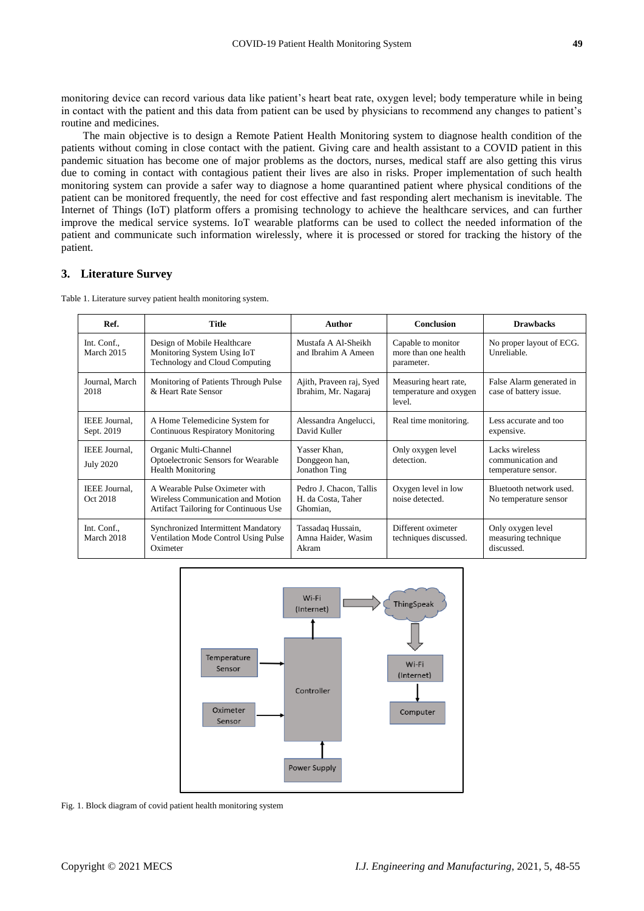monitoring device can record various data like patient's heart beat rate, oxygen level; body temperature while in being in contact with the patient and this data from patient can be used by physicians to recommend any changes to patient's routine and medicines.

The main objective is to design a Remote Patient Health Monitoring system to diagnose health condition of the patients without coming in close contact with the patient. Giving care and health assistant to a COVID patient in this pandemic situation has become one of major problems as the doctors, nurses, medical staff are also getting this virus due to coming in contact with contagious patient their lives are also in risks. Proper implementation of such health monitoring system can provide a safer way to diagnose a home quarantined patient where physical conditions of the patient can be monitored frequently, the need for cost effective and fast responding alert mechanism is inevitable. The Internet of Things (IoT) platform offers a promising technology to achieve the healthcare services, and can further improve the medical service systems. IoT wearable platforms can be used to collect the needed information of the patient and communicate such information wirelessly, where it is processed or stored for tracking the history of the patient.

## 3. Literature Survey

Table 1. Literature survey patient health monitoring system.

| Ref. | Title | Author | Conclusion | Drawbacks |
|---|---|---|---|---|
| Int. Conf., March 2015 | Design of Mobile Healthcare Monitoring System Using IoT Technology and Cloud Computing | Mustafa A Al-Sheikh and Ibrahim A Ameen | Capable to monitor more than one health parameter. | No proper layout of ECG. Unreliable. |
| Journal, March 2018 | Monitoring of Patients Through Pulse & Heart Rate Sensor | Ajith, Praveen raj, Syed Ibrahim, Mr. Nagaraj | Measuring heart rate, temperature and oxygen level. | False Alarm generated in case of battery issue. |
| IEEE Journal, Sept. 2019 | A Home Telemedicine System for Continuous Respiratory Monitoring | Alessandra Angelucci, David Kuller | Real time monitoring. | Less accurate and too expensive. |
| IEEE Journal, July 2020 | Organic Multi-Channel Optoelectronic Sensors for Wearable Health Monitoring | Yasser Khan, Donggeon han, Jonathon Ting | Only oxygen level detection. | Lacks wireless communication and temperature sensor. |
| IEEE Journal, Oct 2018 | A Wearable Pulse Oximeter with Wireless Communication and Motion Artifact Tailoring for Continuous Use | Pedro J. Chacon, Tallis H. da Costa, Taher Ghomian, | Oxygen level in low noise detected. | Bluetooth network used. No temperature sensor |
| Int. Conf., March 2018 | Synchronized Intermittent Mandatory Ventilation Mode Control Using Pulse Oximeter | Tassadaq Hussain, Amna Haider, Wasim Akram | Different oximeter techniques discussed. | Only oxygen level measuring technique discussed. |

Fig. 1. Block diagram of covid patient health monitoring system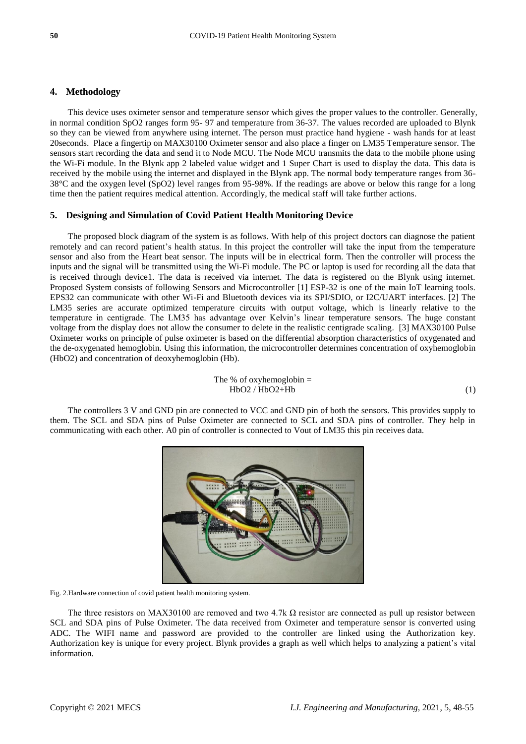## 4. Methodology

This device uses oximeter sensor and temperature sensor which gives the proper values to the controller. Generally, in normal condition SpO2 ranges form 95- 97 and temperature from 36-37. The values recorded are uploaded to Blynk so they can be viewed from anywhere using internet. The person must practice hand hygiene - wash hands for at least 20seconds. Place a fingertip on MAX30100 Oximeter sensor and also place a finger on LM35 Temperature sensor. The sensors start recording the data and send it to Node MCU. The Node MCU transmits the data to the mobile phone using the Wi-Fi module. In the Blynk app 2 labeled value widget and 1 Super Chart is used to display the data. This data is received by the mobile using the internet and displayed in the Blynk app. The normal body temperature ranges from 36-38°C and the oxygen level (SpO2) level ranges from 95-98%. If the readings are above or below this range for a long time then the patient requires medical attention. Accordingly, the medical staff will take further actions.

## 5. Designing and Simulation of Covid Patient Health Monitoring Device

The proposed block diagram of the system is as follows. With help of this project doctors can diagnose the patient remotely and can record patient's health status. In this project the controller will take the input from the temperature sensor and also from the Heart beat sensor. The inputs will be in electrical form. Then the controller will process the inputs and the signal will be transmitted using the Wi-Fi module. The PC or laptop is used for recording all the data that is received through device1. The data is received via internet. The data is registered on the Blynk using internet. Proposed System consists of following Sensors and Microcontroller [1] ESP-32 is one of the main IoT learning tools. EPS32 can communicate with other Wi-Fi and Bluetooth devices via its SPI/SDIO, or I2C/UART interfaces. [2] The LM35 series are accurate optimized temperature circuits with output voltage, which is linearly relative to the temperature in centigrade. The LM35 has advantage over Kelvin's linear temperature sensors. The huge constant voltage from the display does not allow the consumer to delete in the realistic centigrade scaling. [3] MAX30100 Pulse Oximeter works on principle of pulse oximeter is based on the differential absorption characteristics of oxygenated and the de-oxygenated hemoglobin. Using this information, the microcontroller determines concentration of oxyhemoglobin ($HbO_2$) and concentration of deoxyhemoglobin (Hb).

$$\text{The \% of oxyhemoglobin} = HbO_2 / HbO_2 + Hb \tag{1}$$

The controllers 3 V and GND pin are connected to VCC and GND pin of both the sensors. This provides supply to them. The SCL and SDA pins of Pulse Oximeter are connected to SCL and SDA pins of controller. They help in communicating with each other. A0 pin of controller is connected to Vout of LM35 this pin receives data.

Fig. 2.Hardware connection of covid patient health monitoring system.

The three resistors on MAX30100 are removed and two 4.7k Ω resistor are connected as pull up resistor between SCL and SDA pins of Pulse Oximeter. The data received from Oximeter and temperature sensor is converted using ADC. The WIFI name and password are provided to the controller are linked using the Authorization key. Authorization key is unique for every project. Blynk provides a graph as well which helps to analyzing a patient's vital information.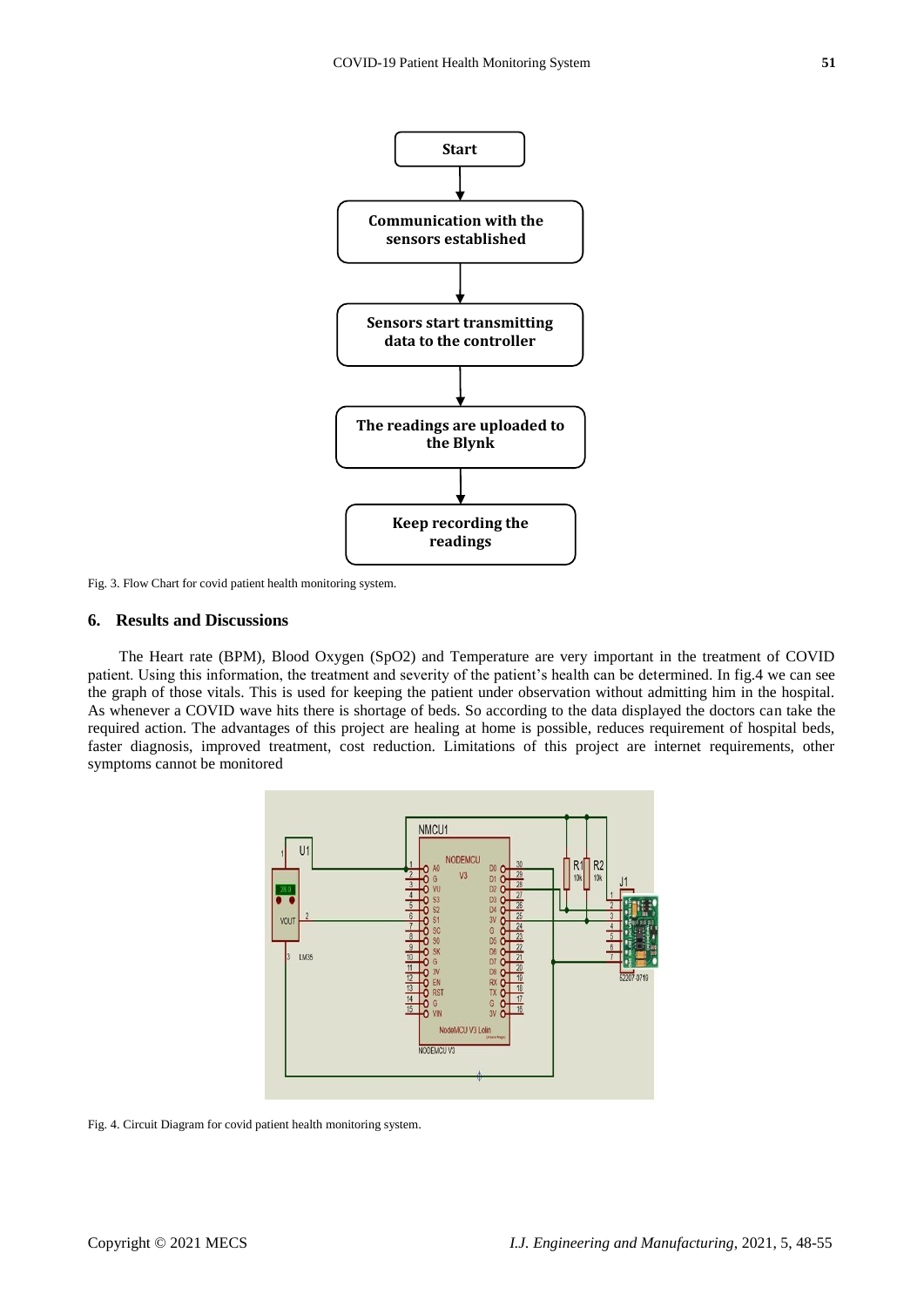Fig. 3. Flow Chart for covid patient health monitoring system.

## 6. Results and Discussions

The Heart rate (BPM), Blood Oxygen (SpO2) and Temperature are very important in the treatment of COVID patient. Using this information, the treatment and severity of the patient's health can be determined. In fig.4 we can see the graph of those vitals. This is used for keeping the patient under observation without admitting him in the hospital. As whenever a COVID wave hits there is shortage of beds. So according to the data displayed the doctors can take the required action. The advantages of this project are healing at home is possible, reduces requirement of hospital beds, faster diagnosis, improved treatment, cost reduction. Limitations of this project are internet requirements, other symptoms cannot be monitored

Fig. 4. Circuit Diagram for covid patient health monitoring system.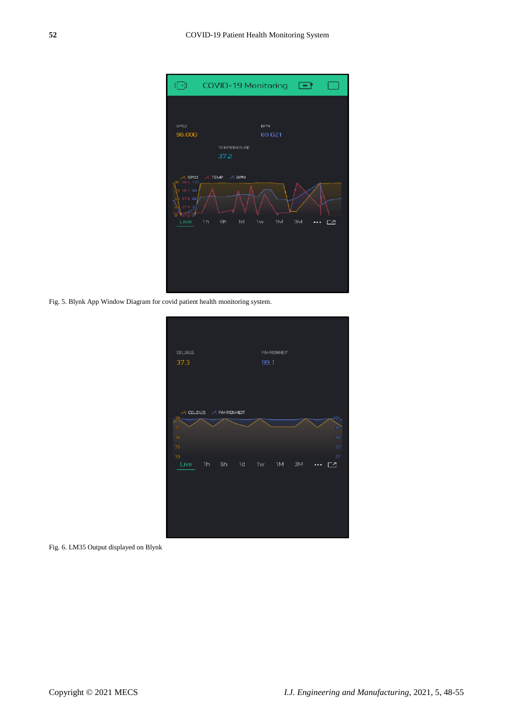Fig. 5. Blynk App Window Diagram for covid patient health monitoring system.

Fig. 6. LM35 Output displayed on Blynk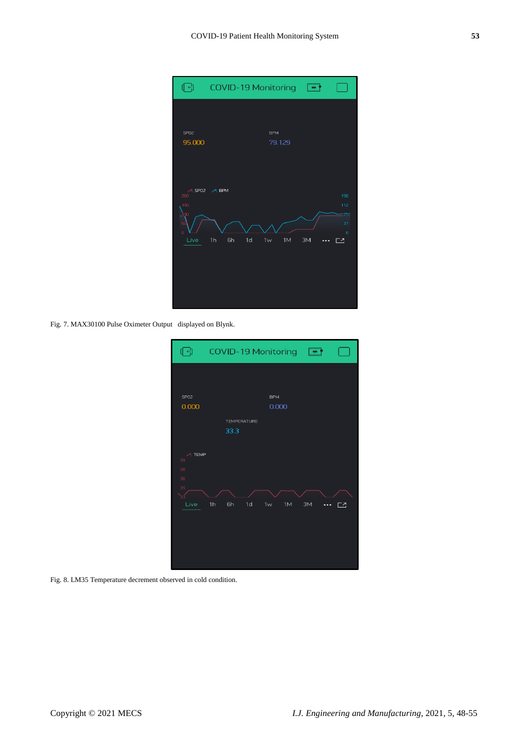Fig. 7. MAX30100 Pulse Oximeter Output displayed on Blynk.

Fig. 8. LM35 Temperature decrement observed in cold condition.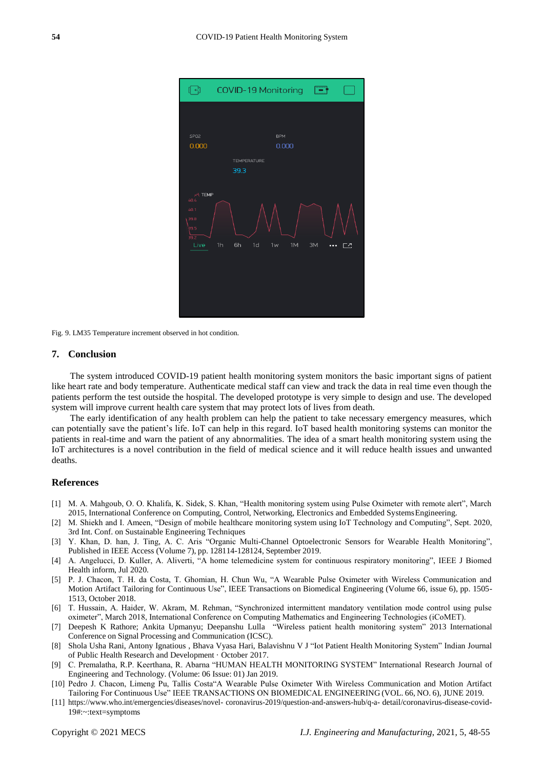Fig. 9. LM35 Temperature increment observed in hot condition.

## 7. Conclusion

The system introduced COVID-19 patient health monitoring system monitors the basic important signs of patient like heart rate and body temperature. Authenticate medical staff can view and track the data in real time even though the patients perform the test outside the hospital. The developed prototype is very simple to design and use. The developed system will improve current health care system that may protect lots of lives from death.

The early identification of any health problem can help the patient to take necessary emergency measures, which can potentially save the patient's life. IoT can help in this regard. IoT based health monitoring systems can monitor the patients in real-time and warn the patient of any abnormalities. The idea of a smart health monitoring system using the IoT architectures is a novel contribution in the field of medical science and it will reduce health issues and unwanted deaths.

## References

[1] M. A. Mahgoub, O. O. Khalifa, K. Sidek, S. Khan, "Health monitoring system using Pulse Oximeter with remote alert", March 2015, International Conference on Computing, Control, Networking, Electronics and Embedded Systems Engineering.

[2] M. Shiekh and I. Ameen, "Design of mobile healthcare monitoring system using IoT Technology and Computing", Sept. 2020, 3rd Int. Conf. on Sustainable Engineering Techniques

[3] Y. Khan, D. han, J. Ting, A. C. Aris "Organic Multi-Channel Optoelectronic Sensors for Wearable Health Monitoring", Published in IEEE Access (Volume 7), pp. 128114-128124, September 2019.

[4] A. Angelucci, D. Kuller, A. Aliverti, "A home telemedicine system for continuous respiratory monitoring", IEEE J Biomed Health inform, Jul 2020.

[5] P. J. Chacon, T. H. da Costa, T. Ghomian, H. Chun Wu, "A Wearable Pulse Oximeter with Wireless Communication and Motion Artifact Tailoring for Continuous Use", IEEE Transactions on Biomedical Engineering (Volume 66, issue 6), pp. 1505-1513, October 2018.

[6] T. Hussain, A. Haider, W. Akram, M. Rehman, "Synchronized intermittent mandatory ventilation mode control using pulse oximeter", March 2018, International Conference on Computing Mathematics and Engineering Technologies (iCoMET).

[7] Deepesh K Rathore; Ankita Upmanyu; Deepanshu Lulla "Wireless patient health monitoring system" 2013 International Conference on Signal Processing and Communication (ICSC).

[8] Shola Usha Rani, Antony Ignatious , Bhava Vyasa Hari, Balavishnu V J "Iot Patient Health Monitoring System" Indian Journal of Public Health Research and Development · October 2017.

[9] C. Premalatha, R.P. Keerthana, R. Abarna "HUMAN HEALTH MONITORING SYSTEM" International Research Journal of Engineering and Technology. (Volume: 06 Issue: 01) Jan 2019.

[10] Pedro J. Chacon, Limeng Pu, Tallis Costa"A Wearable Pulse Oximeter With Wireless Communication and Motion Artifact Tailoring For Continuous Use" IEEE TRANSACTIONS ON BIOMEDICAL ENGINEERING (VOL. 66, NO. 6), JUNE 2019.

[11] https://www.who.int/emergencies/diseases/novel- coronavirus-2019/question-and-answers-hub/q-a- detail/coronavirus-disease-covid-19#:~:text=symptoms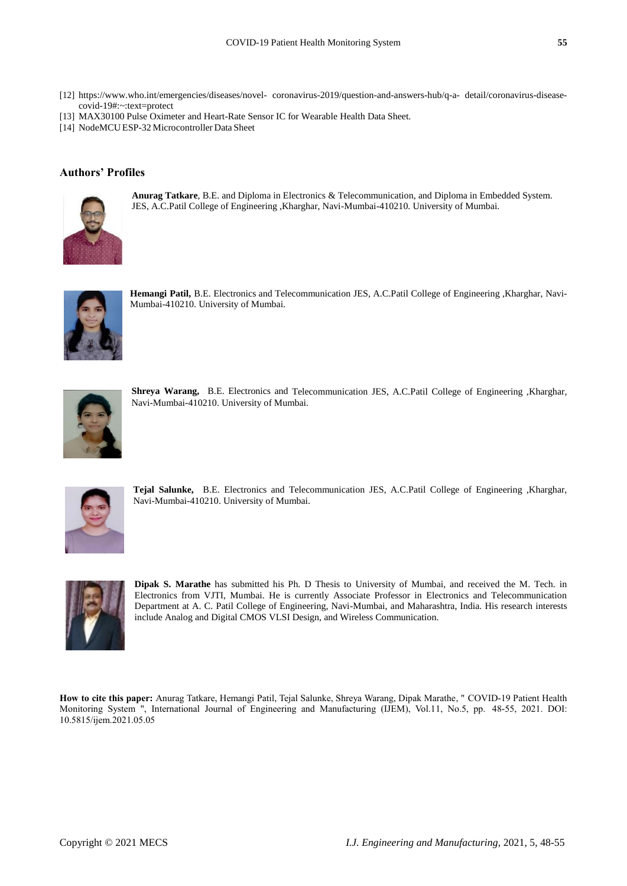[12] https://www.who.int/emergencies/diseases/novel- coronavirus-2019/question-and-answers-hub/q-a- detail/coronavirus-disease-covid-19#:~:text=protect

[13] MAX30100 Pulse Oximeter and Heart-Rate Sensor IC for Wearable Health Data Sheet.

[14] NodeMCU ESP-32 Microcontroller Data Sheet

## Authors' Profiles

**Anurag Tatkare**, B.E. and Diploma in Electronics & Telecommunication, and Diploma in Embedded System. JES, A.C.Patil College of Engineering ,Kharghar, Navi-Mumbai-410210. University of Mumbai.

**Hemangi Patil,** B.E. Electronics and Telecommunication JES, A.C.Patil College of Engineering ,Kharghar, Navi-Mumbai-410210. University of Mumbai.

**Shreya Warang,** B.E. Electronics and Telecommunication JES, A.C.Patil College of Engineering ,Kharghar, Navi-Mumbai-410210. University of Mumbai.

**Tejal Salunke,** B.E. Electronics and Telecommunication JES, A.C.Patil College of Engineering ,Kharghar, Navi-Mumbai-410210. University of Mumbai.

**Dipak S. Marathe** has submitted his Ph. D Thesis to University of Mumbai, and received the M. Tech. in Electronics from VJTI, Mumbai. He is currently Associate Professor in Electronics and Telecommunication Department at A. C. Patil College of Engineering, Navi-Mumbai, and Maharashtra, India. His research interests include Analog and Digital CMOS VLSI Design, and Wireless Communication.

**How to cite this paper:** Anurag Tatkare, Hemangi Patil, Tejal Salunke, Shreya Warang, Dipak Marathe, " COVID-19 Patient Health Monitoring System ", International Journal of Engineering and Manufacturing (IJEM), Vol.11, No.5, pp. 48-55, 2021. DOI: 10.5815/ijem.2021.05.05